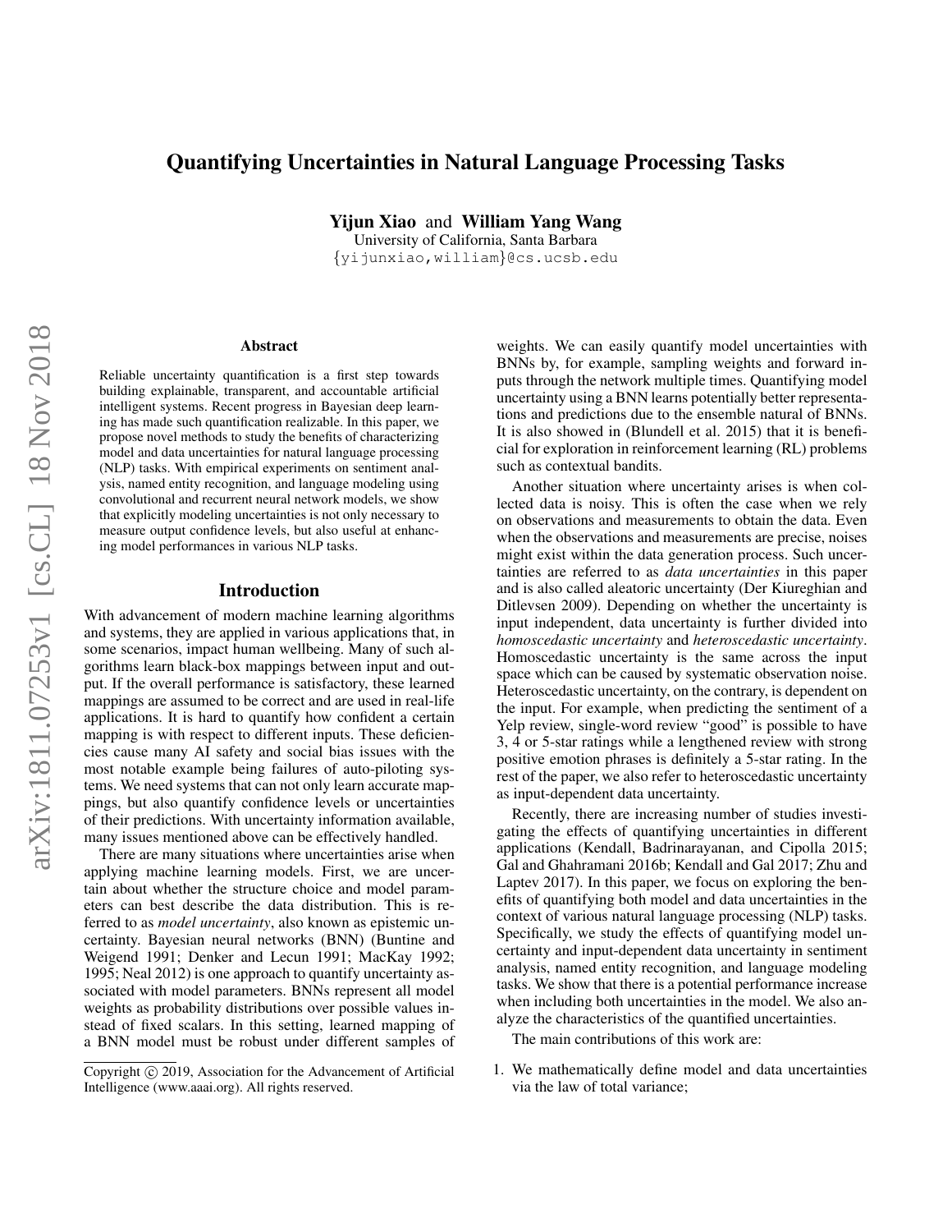# Quantifying Uncertainties in Natural Language Processing Tasks

**Yijun Xiao** and **William Yang Wang**
University of California, Santa Barbara
{yijunxiao,william}@cs.ucsb.edu

## Abstract

Reliable uncertainty quantification is a first step towards building explainable, transparent, and accountable artificial intelligent systems. Recent progress in Bayesian deep learning has made such quantification realizable. In this paper, we propose novel methods to study the benefits of characterizing model and data uncertainties for natural language processing (NLP) tasks. With empirical experiments on sentiment analysis, named entity recognition, and language modeling using convolutional and recurrent neural network models, we show that explicitly modeling uncertainties is not only necessary to measure output confidence levels, but also useful at enhancing model performances in various NLP tasks.

## Introduction

With advancement of modern machine learning algorithms and systems, they are applied in various applications that, in some scenarios, impact human wellbeing. Many of such algorithms learn black-box mappings between input and output. If the overall performance is satisfactory, these learned mappings are assumed to be correct and are used in real-life applications. It is hard to quantify how confident a certain mapping is with respect to different inputs. These deficiencies cause many AI safety and social bias issues with the most notable example being failures of auto-piloting systems. We need systems that can not only learn accurate mappings, but also quantify confidence levels or uncertainties of their predictions. With uncertainty information available, many issues mentioned above can be effectively handled.

There are many situations where uncertainties arise when applying machine learning models. First, we are uncertain about whether the structure choice and model parameters can best describe the data distribution. This is referred to as *model uncertainty*, also known as epistemic uncertainty. Bayesian neural networks (BNN) (Buntine and Weigend 1991; Denker and Lecun 1991; MacKay 1992; 1995; Neal 2012) is one approach to quantify uncertainty associated with model parameters. BNNs represent all model weights as probability distributions over possible values instead of fixed scalars. In this setting, learned mapping of a BNN model must be robust under different samples of weights. We can easily quantify model uncertainties with BNNs by, for example, sampling weights and forward inputs through the network multiple times. Quantifying model uncertainty using a BNN learns potentially better representations and predictions due to the ensemble natural of BNNs. It is also showed in (Blundell et al. 2015) that it is beneficial for exploration in reinforcement learning (RL) problems such as contextual bandits.

Another situation where uncertainty arises is when collected data is noisy. This is often the case when we rely on observations and measurements to obtain the data. Even when the observations and measurements are precise, noises might exist within the data generation process. Such uncertainties are referred to as *data uncertainties* in this paper and is also called aleatoric uncertainty (Der Kiureghian and Ditlevsen 2009). Depending on whether the uncertainty is input independent, data uncertainty is further divided into *homoscedastic uncertainty* and *heteroscedastic uncertainty*. Homoscedastic uncertainty is the same across the input space which can be caused by systematic observation noise. Heteroscedastic uncertainty, on the contrary, is dependent on the input. For example, when predicting the sentiment of a Yelp review, single-word review "good" is possible to have 3, 4 or 5-star ratings while a lengthened review with strong positive emotion phrases is definitely a 5-star rating. In the rest of the paper, we also refer to heteroscedastic uncertainty as input-dependent data uncertainty.

Recently, there are increasing number of studies investigating the effects of quantifying uncertainties in different applications (Kendall, Badrinarayanan, and Cipolla 2015; Gal and Ghahramani 2016b; Kendall and Gal 2017; Zhu and Laptev 2017). In this paper, we focus on exploring the benefits of quantifying both model and data uncertainties in the context of various natural language processing (NLP) tasks. Specifically, we study the effects of quantifying model uncertainty and input-dependent data uncertainty in sentiment analysis, named entity recognition, and language modeling tasks. We show that there is a potential performance increase when including both uncertainties in the model. We also analyze the characteristics of the quantified uncertainties.

The main contributions of this work are:

1. We mathematically define model and data uncertainties via the law of total variance;

Copyright © 2019, Association for the Advancement of Artificial Intelligence (www.aaai.org). All rights reserved.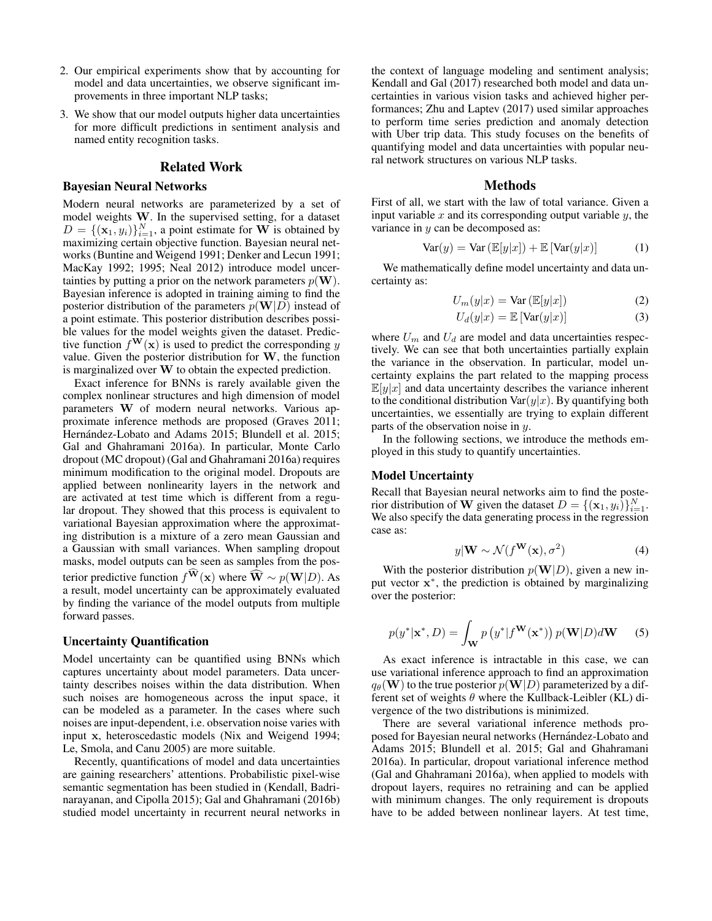2. Our empirical experiments show that by accounting for model and data uncertainties, we observe significant improvements in three important NLP tasks;
3. We show that our model outputs higher data uncertainties for more difficult predictions in sentiment analysis and named entity recognition tasks.

## Related Work

### Bayesian Neural Networks

Modern neural networks are parameterized by a set of model weights $\mathbf{W}$. In the supervised setting, for a dataset $D = \{(\mathbf{x}_1, y_i)\}_{i=1}^N$, a point estimate for $\mathbf{W}$ is obtained by maximizing certain objective function. Bayesian neural networks (Buntine and Weigend 1991; Denker and Lecun 1991; MacKay 1992; 1995; Neal 2012) introduce model uncertainties by putting a prior on the network parameters $p(\mathbf{W})$. Bayesian inference is adopted in training aiming to find the posterior distribution of the parameters $p(\mathbf{W}|D)$ instead of a point estimate. This posterior distribution describes possible values for the model weights given the dataset. Predictive function $f^{\mathbf{W}}(\mathbf{x})$ is used to predict the corresponding $y$ value. Given the posterior distribution for $\mathbf{W}$, the function is marginalized over $\mathbf{W}$ to obtain the expected prediction.

Exact inference for BNNs is rarely available given the complex nonlinear structures and high dimension of model parameters $\mathbf{W}$ of modern neural networks. Various approximate inference methods are proposed (Graves 2011; Hernández-Lobato and Adams 2015; Blundell et al. 2015; Gal and Ghahramani 2016a). In particular, Monte Carlo dropout (MC dropout) (Gal and Ghahramani 2016a) requires minimum modification to the original model. Dropouts are applied between nonlinearity layers in the network and are activated at test time which is different from a regular dropout. They showed that this process is equivalent to variational Bayesian approximation where the approximating distribution is a mixture of a zero mean Gaussian and a Gaussian with small variances. When sampling dropout masks, model outputs can be seen as samples from the posterior predictive function $f^{\widehat{\mathbf{W}}}(\mathbf{x})$ where $\widehat{\mathbf{W}} \sim p(\mathbf{W}|D)$. As a result, model uncertainty can be approximately evaluated by finding the variance of the model outputs from multiple forward passes.

### Uncertainty Quantification

Model uncertainty can be quantified using BNNs which captures uncertainty about model parameters. Data uncertainty describes noises within the data distribution. When such noises are homogeneous across the input space, it can be modeled as a parameter. In the cases where such noises are input-dependent, i.e. observation noise varies with input $\mathbf{x}$, heteroscedastic models (Nix and Weigend 1994; Le, Smola, and Canu 2005) are more suitable.

Recently, quantifications of model and data uncertainties are gaining researchers' attentions. Probabilistic pixel-wise semantic segmentation has been studied in (Kendall, Badrinarayanan, and Cipolla 2015); Gal and Ghahramani (2016b) studied model uncertainty in recurrent neural networks in the context of language modeling and sentiment analysis; Kendall and Gal (2017) researched both model and data uncertainties in various vision tasks and achieved higher performances; Zhu and Laptev (2017) used similar approaches to perform time series prediction and anomaly detection with Uber trip data. This study focuses on the benefits of quantifying model and data uncertainties with popular neural network structures on various NLP tasks.

## Methods

First of all, we start with the law of total variance. Given a input variable $x$ and its corresponding output variable $y$, the variance in $y$ can be decomposed as:

$$\text{Var}(y) = \text{Var}\left(\mathbb{E}[y|x]\right) + \mathbb{E}\left[\text{Var}(y|x)\right] \tag{1}$$

We mathematically define model uncertainty and data uncertainty as:

$$U_m(y|x) = \text{Var}\left(\mathbb{E}[y|x]\right) \tag{2}$$

$$U_d(y|x) = \mathbb{E}\left[\text{Var}(y|x)\right] \tag{3}$$

where $U_m$ and $U_d$ are model and data uncertainties respectively. We can see that both uncertainties partially explain the variance in the observation. In particular, model uncertainty explains the part related to the mapping process $\mathbb{E}[y|x]$ and data uncertainty describes the variance inherent to the conditional distribution $\text{Var}(y|x)$. By quantifying both uncertainties, we essentially are trying to explain different parts of the observation noise in $y$.

In the following sections, we introduce the methods employed in this study to quantify uncertainties.

### Model Uncertainty

Recall that Bayesian neural networks aim to find the posterior distribution of $\mathbf{W}$ given the dataset $D = \{(\mathbf{x}_1, y_i)\}_{i=1}^N$. We also specify the data generating process in the regression case as:

$$y|\mathbf{W} \sim \mathcal{N}(f^{\mathbf{W}}(\mathbf{x}), \sigma^2) \tag{4}$$

With the posterior distribution $p(\mathbf{W}|D)$, given a new input vector $\mathbf{x}^*$, the prediction is obtained by marginalizing over the posterior:

$$p(y^*|\mathbf{x}^*, D) = \int_{\mathbf{W}} p\left(y^*|f^{\mathbf{W}}(\mathbf{x}^*)\right) p(\mathbf{W}|D) d\mathbf{W} \tag{5}$$

As exact inference is intractable in this case, we can use variational inference approach to find an approximation $q_\theta(\mathbf{W})$ to the true posterior $p(\mathbf{W}|D)$ parameterized by a different set of weights $\theta$ where the Kullback-Leibler (KL) divergence of the two distributions is minimized.

There are several variational inference methods proposed for Bayesian neural networks (Hernández-Lobato and Adams 2015; Blundell et al. 2015; Gal and Ghahramani 2016a). In particular, dropout variational inference method (Gal and Ghahramani 2016a), when applied to models with dropout layers, requires no retraining and can be applied with minimum changes. The only requirement is dropouts have to be added between nonlinear layers. At test time,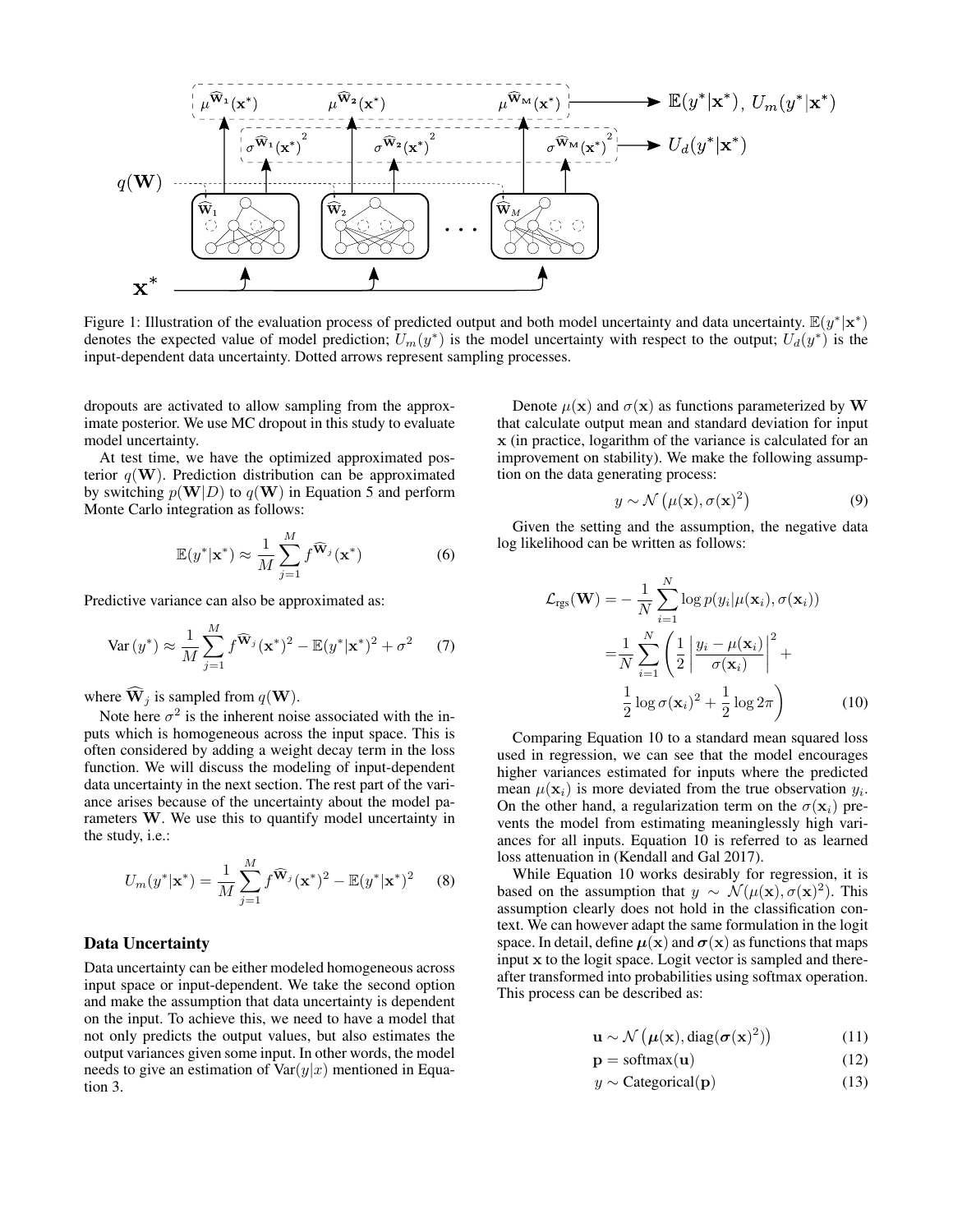Figure 1: Illustration of the evaluation process of predicted output and both model uncertainty and data uncertainty. $\mathbb{E}(y^*|\mathbf{x}^*)$ denotes the expected value of model prediction; $U_m(y^*)$ is the model uncertainty with respect to the output; $U_d(y^*)$ is the input-dependent data uncertainty. Dotted arrows represent sampling processes.

dropouts are activated to allow sampling from the approximate posterior. We use MC dropout in this study to evaluate model uncertainty.

At test time, we have the optimized approximated posterior $q(\mathbf{W})$. Prediction distribution can be approximated by switching $p(\mathbf{W}|D)$ to $q(\mathbf{W})$ in Equation 5 and perform Monte Carlo integration as follows:

$$\mathbb{E}(y^*|\mathbf{x}^*) \approx \frac{1}{M}\sum_{j=1}^{M} f^{\widehat{\mathbf{W}}_j}(\mathbf{x}^*) \tag{6}$$

Predictive variance can also be approximated as:

$$\text{Var}\left(y^*\right) \approx \frac{1}{M}\sum_{j=1}^{M} f^{\widehat{\mathbf{W}}_j}(\mathbf{x}^*)^2 - \mathbb{E}(y^*|\mathbf{x}^*)^2 + \sigma^2 \tag{7}$$

where $\widehat{\mathbf{W}}_j$ is sampled from $q(\mathbf{W})$.

Note here $\sigma^2$ is the inherent noise associated with the inputs which is homogeneous across the input space. This is often considered by adding a weight decay term in the loss function. We will discuss the modeling of input-dependent data uncertainty in the next section. The rest part of the variance arises because of the uncertainty about the model parameters $\mathbf{W}$. We use this to quantify model uncertainty in the study, i.e.:

$$U_m(y^*|\mathbf{x}^*) = \frac{1}{M}\sum_{j=1}^{M} f^{\widehat{\mathbf{W}}_j}(\mathbf{x}^*)^2 - \mathbb{E}(y^*|\mathbf{x}^*)^2 \tag{8}$$

## Data Uncertainty

Data uncertainty can be either modeled homogeneous across input space or input-dependent. We take the second option and make the assumption that data uncertainty is dependent on the input. To achieve this, we need to have a model that not only predicts the output values, but also estimates the output variances given some input. In other words, the model needs to give an estimation of $\text{Var}(y|x)$ mentioned in Equation 3.

Denote $\mu(\mathbf{x})$ and $\sigma(\mathbf{x})$ as functions parameterized by $\mathbf{W}$ that calculate output mean and standard deviation for input $\mathbf{x}$ (in practice, logarithm of the variance is calculated for an improvement on stability). We make the following assumption on the data generating process:

$$y \sim \mathcal{N}\left(\mu(\mathbf{x}), \sigma(\mathbf{x})^2\right) \tag{9}$$

Given the setting and the assumption, the negative data log likelihood can be written as follows:

$$\begin{aligned}\mathcal{L}_{\text{rgs}}(\mathbf{W}) &= -\frac{1}{N}\sum_{i=1}^{N}\log p(y_i|\mu(\mathbf{x}_i), \sigma(\mathbf{x}_i)) \\ &= \frac{1}{N}\sum_{i=1}^{N}\left(\frac{1}{2}\left|\frac{y_i - \mu(\mathbf{x}_i)}{\sigma(\mathbf{x}_i)}\right|^2 + \right. \\ &\qquad \left. \frac{1}{2}\log\sigma(\mathbf{x}_i)^2 + \frac{1}{2}\log 2\pi\right)\end{aligned} \tag{10}$$

Comparing Equation 10 to a standard mean squared loss used in regression, we can see that the model encourages higher variances estimated for inputs where the predicted mean $\mu(\mathbf{x}_i)$ is more deviated from the true observation $y_i$. On the other hand, a regularization term on the $\sigma(\mathbf{x}_i)$ prevents the model from estimating meaninglessly high variances for all inputs. Equation 10 is referred to as learned loss attenuation in (Kendall and Gal 2017).

While Equation 10 works desirably for regression, it is based on the assumption that $y \sim \mathcal{N}(\mu(\mathbf{x}), \sigma(\mathbf{x})^2)$. This assumption clearly does not hold in the classification context. We can however adapt the same formulation in the logit space. In detail, define $\boldsymbol{\mu}(\mathbf{x})$ and $\boldsymbol{\sigma}(\mathbf{x})$ as functions that maps input $\mathbf{x}$ to the logit space. Logit vector is sampled and thereafter transformed into probabilities using softmax operation. This process can be described as:

$$\mathbf{u} \sim \mathcal{N}\left(\boldsymbol{\mu}(\mathbf{x}), \text{diag}(\boldsymbol{\sigma}(\mathbf{x})^2)\right) \tag{11}$$

$$\mathbf{p} = \text{softmax}(\mathbf{u}) \tag{12}$$

$$y \sim \text{Categorical}(\mathbf{p}) \tag{13}$$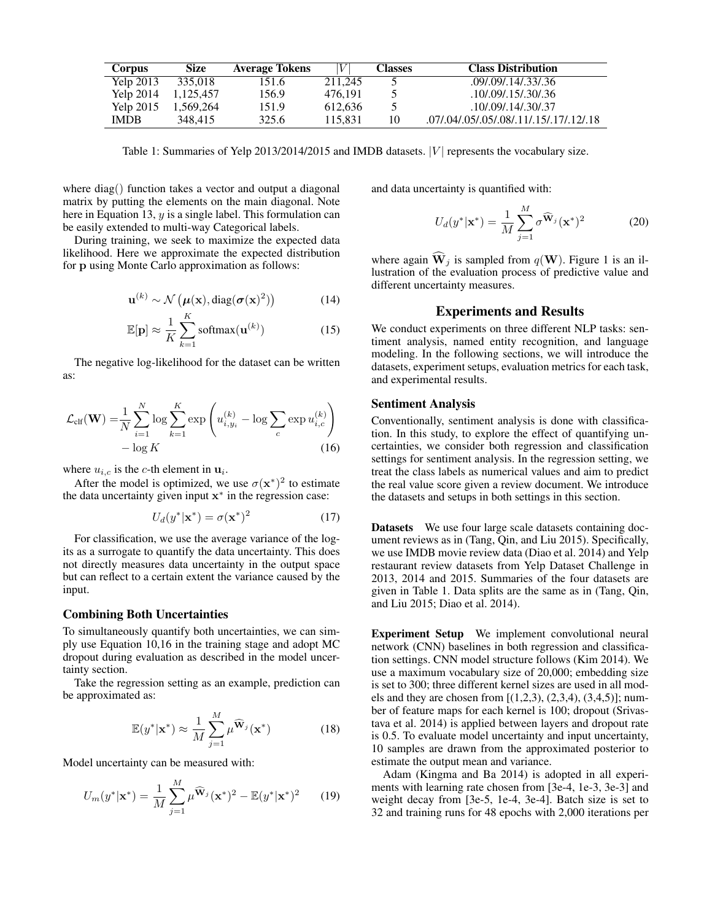| Corpus | Size | Average Tokens | $\|V\|$ | Classes | Class Distribution |
|---|---|---|---|---|---|
| Yelp 2013 | 335,018 | 151.6 | 211,245 | 5 | .09/.09/.14/.33/.36 |
| Yelp 2014 | 1,125,457 | 156.9 | 476,191 | 5 | .10/.09/.15/.30/.36 |
| Yelp 2015 | 1,569,264 | 151.9 | 612,636 | 5 | .10/.09/.14/.30/.37 |
| IMDB | 348,415 | 325.6 | 115,831 | 10 | .07/.04/.05/.05/.08/.11/.15/.17/.12/.18 |

Table 1: Summaries of Yelp 2013/2014/2015 and IMDB datasets. $|V|$ represents the vocabulary size.

where diag() function takes a vector and output a diagonal matrix by putting the elements on the main diagonal. Note here in Equation 13, $y$ is a single label. This formulation can be easily extended to multi-way Categorical labels.

During training, we seek to maximize the expected data likelihood. Here we approximate the expected distribution for $\mathbf{p}$ using Monte Carlo approximation as follows:

$$\mathbf{u}^{(k)} \sim \mathcal{N}\left(\boldsymbol{\mu}(\mathbf{x}), \text{diag}(\boldsymbol{\sigma}(\mathbf{x})^2)\right) \tag{14}$$

$$\mathbb{E}[\mathbf{p}] \approx \frac{1}{K}\sum_{k=1}^{K} \text{softmax}(\mathbf{u}^{(k)}) \tag{15}$$

The negative log-likelihood for the dataset can be written as:

$$\begin{aligned}\mathcal{L}_{\text{clf}}(\mathbf{W}) =& \frac{1}{N}\sum_{i=1}^{N} \log \sum_{k=1}^{K} \exp\left(u_{i,y_i}^{(k)} - \log \sum_{c} \exp u_{i,c}^{(k)}\right) \\ & - \log K\end{aligned} \tag{16}$$

where $u_{i,c}$ is the $c$-th element in $\mathbf{u}_i$.

After the model is optimized, we use $\sigma(\mathbf{x}^*)^2$ to estimate the data uncertainty given input $\mathbf{x}^*$ in the regression case:

$$U_d(y^*|\mathbf{x}^*) = \sigma(\mathbf{x}^*)^2 \tag{17}$$

For classification, we use the average variance of the logits as a surrogate to quantify the data uncertainty. This does not directly measures data uncertainty in the output space but can reflect to a certain extent the variance caused by the input.

### Combining Both Uncertainties

To simultaneously quantify both uncertainties, we can simply use Equation 10,16 in the training stage and adopt MC dropout during evaluation as described in the model uncertainty section.

Take the regression setting as an example, prediction can be approximated as:

$$\mathbb{E}(y^*|\mathbf{x}^*) \approx \frac{1}{M}\sum_{j=1}^{M} \mu^{\widehat{\mathbf{W}}_j}(\mathbf{x}^*) \tag{18}$$

Model uncertainty can be measured with:

$$U_m(y^*|\mathbf{x}^*) = \frac{1}{M}\sum_{j=1}^{M} \mu^{\widehat{\mathbf{W}}_j}(\mathbf{x}^*)^2 - \mathbb{E}(y^*|\mathbf{x}^*)^2 \tag{19}$$

and data uncertainty is quantified with:

$$U_d(y^*|\mathbf{x}^*) = \frac{1}{M}\sum_{j=1}^{M} \sigma^{\widehat{\mathbf{W}}_j}(\mathbf{x}^*)^2 \tag{20}$$

where again $\widehat{\mathbf{W}}_j$ is sampled from $q(\mathbf{W})$. Figure 1 is an illustration of the evaluation process of predictive value and different uncertainty measures.

## Experiments and Results

We conduct experiments on three different NLP tasks: sentiment analysis, named entity recognition, and language modeling. In the following sections, we will introduce the datasets, experiment setups, evaluation metrics for each task, and experimental results.

### Sentiment Analysis

Conventionally, sentiment analysis is done with classification. In this study, to explore the effect of quantifying uncertainties, we consider both regression and classification settings for sentiment analysis. In the regression setting, we treat the class labels as numerical values and aim to predict the real value score given a review document. We introduce the datasets and setups in both settings in this section.

**Datasets** We use four large scale datasets containing document reviews as in (Tang, Qin, and Liu 2015). Specifically, we use IMDB movie review data (Diao et al. 2014) and Yelp restaurant review datasets from Yelp Dataset Challenge in 2013, 2014 and 2015. Summaries of the four datasets are given in Table 1. Data splits are the same as in (Tang, Qin, and Liu 2015; Diao et al. 2014).

**Experiment Setup** We implement convolutional neural network (CNN) baselines in both regression and classification settings. CNN model structure follows (Kim 2014). We use a maximum vocabulary size of 20,000; embedding size is set to 300; three different kernel sizes are used in all models and they are chosen from [(1,2,3), (2,3,4), (3,4,5)]; number of feature maps for each kernel is 100; dropout (Srivastava et al. 2014) is applied between layers and dropout rate is 0.5. To evaluate model uncertainty and input uncertainty, 10 samples are drawn from the approximated posterior to estimate the output mean and variance.

Adam (Kingma and Ba 2014) is adopted in all experiments with learning rate chosen from [3e-4, 1e-3, 3e-3] and weight decay from [3e-5, 1e-4, 3e-4]. Batch size is set to 32 and training runs for 48 epochs with 2,000 iterations per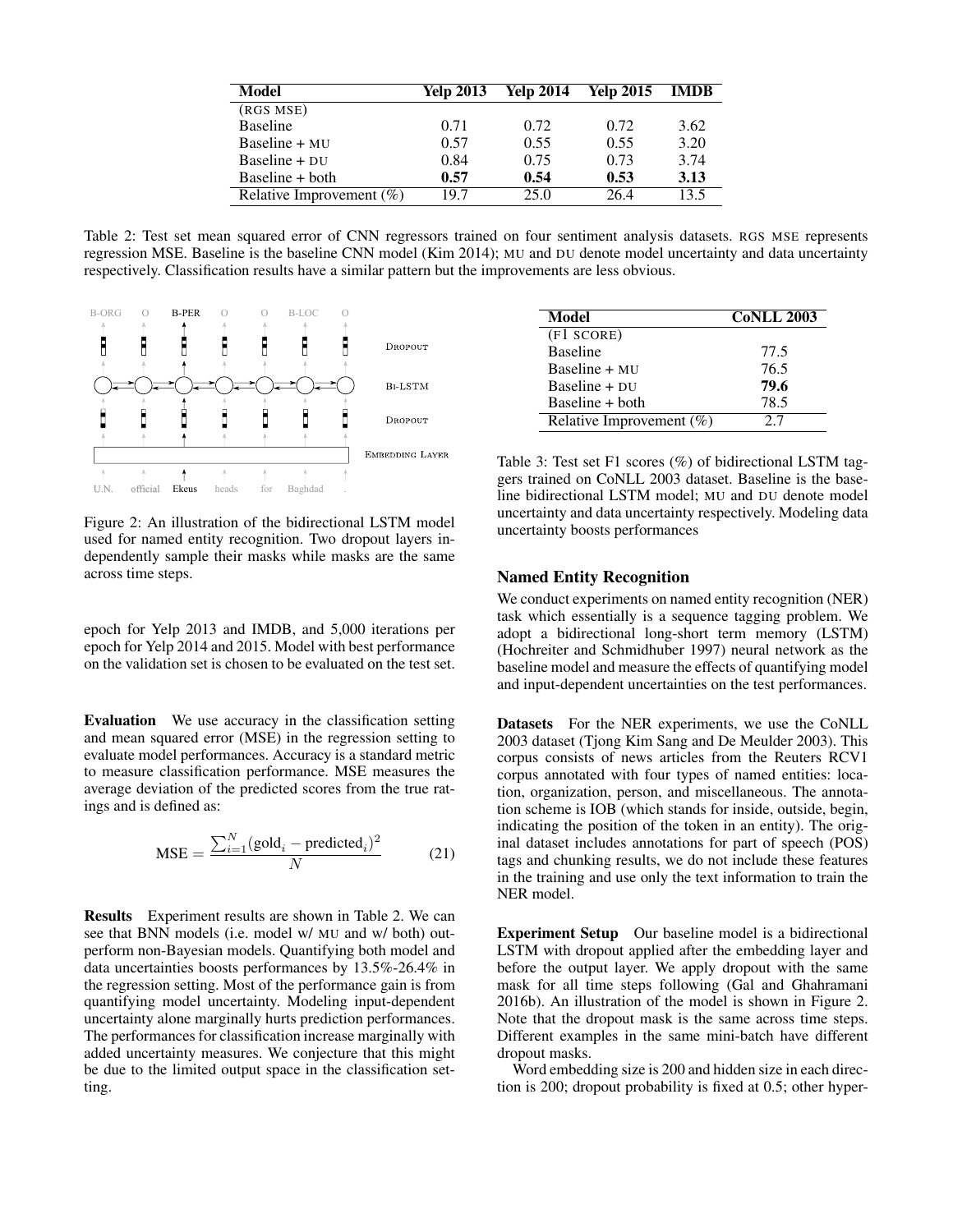| Model | Yelp 2013 | Yelp 2014 | Yelp 2015 | IMDB |
|---|---|---|---|---|
| (RGS MSE) | | | | |
| Baseline | 0.71 | 0.72 | 0.72 | 3.62 |
| Baseline + MU | 0.57 | 0.55 | 0.55 | 3.20 |
| Baseline + DU | 0.84 | 0.75 | 0.73 | 3.74 |
| Baseline + both | **0.57** | **0.54** | **0.53** | **3.13** |
| Relative Improvement (%) | 19.7 | 25.0 | 26.4 | 13.5 |

Table 2: Test set mean squared error of CNN regressors trained on four sentiment analysis datasets. RGS MSE represents regression MSE. Baseline is the baseline CNN model (Kim 2014); MU and DU denote model uncertainty and data uncertainty respectively. Classification results have a similar pattern but the improvements are less obvious.

Figure 2: An illustration of the bidirectional LSTM model used for named entity recognition. Two dropout layers independently sample their masks while masks are the same across time steps.

epoch for Yelp 2013 and IMDB, and 5,000 iterations per epoch for Yelp 2014 and 2015. Model with best performance on the validation set is chosen to be evaluated on the test set.

**Evaluation** We use accuracy in the classification setting and mean squared error (MSE) in the regression setting to evaluate model performances. Accuracy is a standard metric to measure classification performance. MSE measures the average deviation of the predicted scores from the true ratings and is defined as:

$$\text{MSE} = \frac{\sum_{i=1}^{N}(\text{gold}_i - \text{predicted}_i)^2}{N} \tag{21}$$

**Results** Experiment results are shown in Table 2. We can see that BNN models (i.e. model w/ MU and w/ both) outperform non-Bayesian models. Quantifying both model and data uncertainties boosts performances by 13.5%-26.4% in the regression setting. Most of the performance gain is from quantifying model uncertainty. Modeling input-dependent uncertainty alone marginally hurts prediction performances. The performances for classification increase marginally with added uncertainty measures. We conjecture that this might be due to the limited output space in the classification setting.

| Model | CoNLL 2003 |
|---|---|
| (F1 SCORE) | |
| Baseline | 77.5 |
| Baseline + MU | 76.5 |
| Baseline + DU | **79.6** |
| Baseline + both | 78.5 |
| Relative Improvement (%) | 2.7 |

Table 3: Test set F1 scores (%) of bidirectional LSTM taggers trained on CoNLL 2003 dataset. Baseline is the baseline bidirectional LSTM model; MU and DU denote model uncertainty and data uncertainty respectively. Modeling data uncertainty boosts performances

## Named Entity Recognition

We conduct experiments on named entity recognition (NER) task which essentially is a sequence tagging problem. We adopt a bidirectional long-short term memory (LSTM) (Hochreiter and Schmidhuber 1997) neural network as the baseline model and measure the effects of quantifying model and input-dependent uncertainties on the test performances.

**Datasets** For the NER experiments, we use the CoNLL 2003 dataset (Tjong Kim Sang and De Meulder 2003). This corpus consists of news articles from the Reuters RCV1 corpus annotated with four types of named entities: location, organization, person, and miscellaneous. The annotation scheme is IOB (which stands for inside, outside, begin, indicating the position of the token in an entity). The original dataset includes annotations for part of speech (POS) tags and chunking results, we do not include these features in the training and use only the text information to train the NER model.

**Experiment Setup** Our baseline model is a bidirectional LSTM with dropout applied after the embedding layer and before the output layer. We apply dropout with the same mask for all time steps following (Gal and Ghahramani 2016b). An illustration of the model is shown in Figure 2. Note that the dropout mask is the same across time steps. Different examples in the same mini-batch have different dropout masks.

Word embedding size is 200 and hidden size in each direction is 200; dropout probability is fixed at 0.5; other hyper-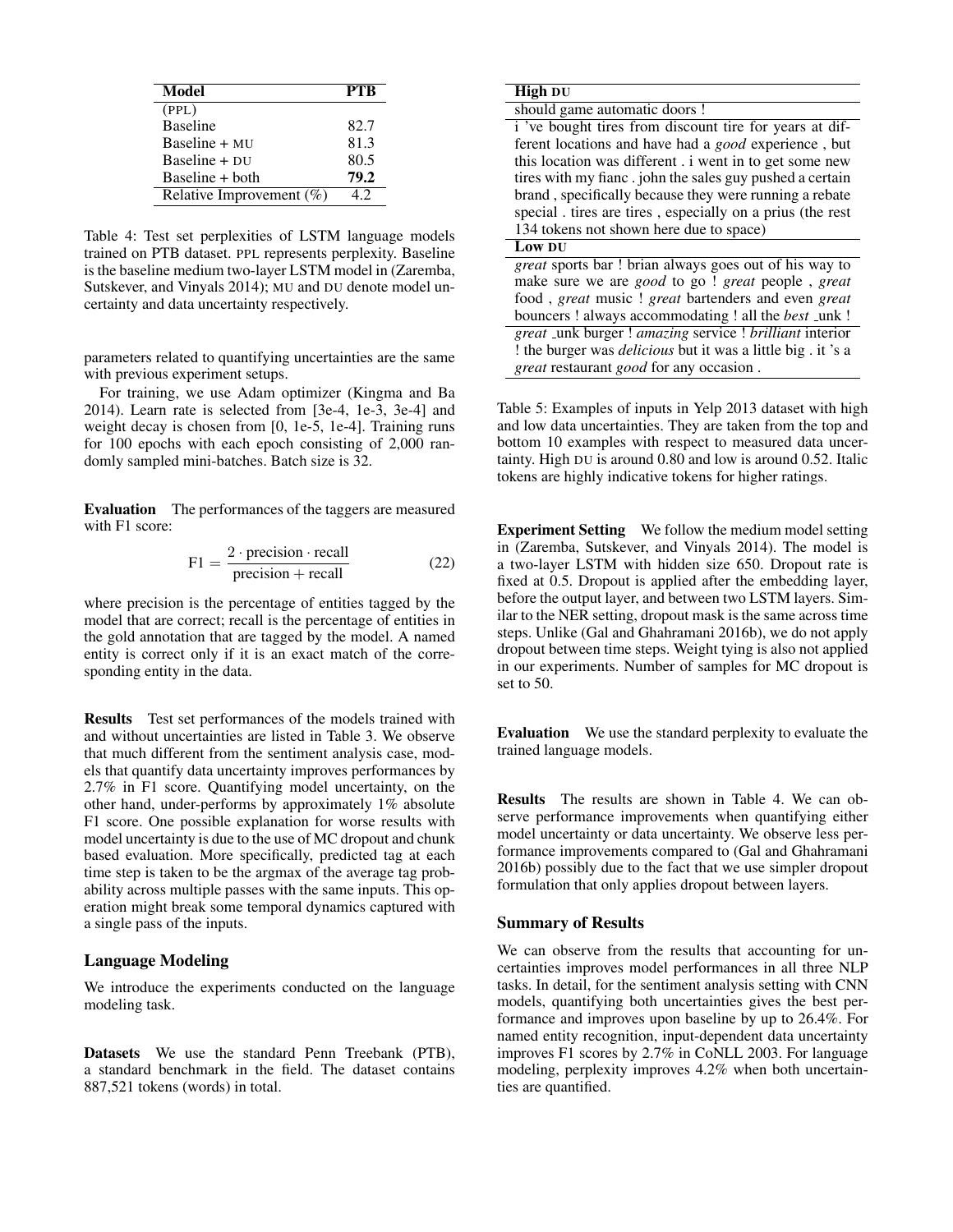| Model | PTB |
| --- | --- |
| (PPL) | |
| Baseline | 82.7 |
| Baseline + MU | 81.3 |
| Baseline + DU | 80.5 |
| Baseline + both | **79.2** |
| Relative Improvement (%) | 4.2 |

Table 4: Test set perplexities of LSTM language models trained on PTB dataset. PPL represents perplexity. Baseline is the baseline medium two-layer LSTM model in (Zaremba, Sutskever, and Vinyals 2014); MU and DU denote model uncertainty and data uncertainty respectively.

parameters related to quantifying uncertainties are the same with previous experiment setups.

For training, we use Adam optimizer (Kingma and Ba 2014). Learn rate is selected from [3e-4, 1e-3, 3e-4] and weight decay is chosen from [0, 1e-5, 1e-4]. Training runs for 100 epochs with each epoch consisting of 2,000 randomly sampled mini-batches. Batch size is 32.

**Evaluation** The performances of the taggers are measured with F1 score:

$$\text{F1} = \frac{2 \cdot \text{precision} \cdot \text{recall}}{\text{precision} + \text{recall}} \tag{22}$$

where precision is the percentage of entities tagged by the model that are correct; recall is the percentage of entities in the gold annotation that are tagged by the model. A named entity is correct only if it is an exact match of the corresponding entity in the data.

**Results** Test set performances of the models trained with and without uncertainties are listed in Table 3. We observe that much different from the sentiment analysis case, models that quantify data uncertainty improves performances by 2.7% in F1 score. Quantifying model uncertainty, on the other hand, under-performs by approximately 1% absolute F1 score. One possible explanation for worse results with model uncertainty is due to the use of MC dropout and chunk based evaluation. More specifically, predicted tag at each time step is taken to be the argmax of the average tag probability across multiple passes with the same inputs. This operation might break some temporal dynamics captured with a single pass of the inputs.

## Language Modeling

We introduce the experiments conducted on the language modeling task.

**Datasets** We use the standard Penn Treebank (PTB), a standard benchmark in the field. The dataset contains 887,521 tokens (words) in total.

| **High DU** |
| --- |
| should game automatic doors ! |
| i 've bought tires from discount tire for years at different locations and have had a *good* experience , but this location was different . i went in to get some new tires with my fianc . john the sales guy pushed a certain brand , specifically because they were running a rebate special . tires are tires , especially on a prius (the rest 134 tokens not shown here due to space) |
| **Low DU** |
| *great* sports bar ! brian always goes out of his way to make sure we are *good* to go ! *great* people , *great* food , *great* music ! *great* bartenders and even *great* bouncers ! always accommodating ! all the *best* _unk ! |
| *great* _unk burger ! *amazing* service ! *brilliant* interior ! the burger was *delicious* but it was a little big . it 's a *great* restaurant *good* for any occasion . |

Table 5: Examples of inputs in Yelp 2013 dataset with high and low data uncertainties. They are taken from the top and bottom 10 examples with respect to measured data uncertainty. High DU is around 0.80 and low is around 0.52. Italic tokens are highly indicative tokens for higher ratings.

**Experiment Setting** We follow the medium model setting in (Zaremba, Sutskever, and Vinyals 2014). The model is a two-layer LSTM with hidden size 650. Dropout rate is fixed at 0.5. Dropout is applied after the embedding layer, before the output layer, and between two LSTM layers. Similar to the NER setting, dropout mask is the same across time steps. Unlike (Gal and Ghahramani 2016b), we do not apply dropout between time steps. Weight tying is also not applied in our experiments. Number of samples for MC dropout is set to 50.

**Evaluation** We use the standard perplexity to evaluate the trained language models.

**Results** The results are shown in Table 4. We can observe performance improvements when quantifying either model uncertainty or data uncertainty. We observe less performance improvements compared to (Gal and Ghahramani 2016b) possibly due to the fact that we use simpler dropout formulation that only applies dropout between layers.

## Summary of Results

We can observe from the results that accounting for uncertainties improves model performances in all three NLP tasks. In detail, for the sentiment analysis setting with CNN models, quantifying both uncertainties gives the best performance and improves upon baseline by up to 26.4%. For named entity recognition, input-dependent data uncertainty improves F1 scores by 2.7% in CoNLL 2003. For language modeling, perplexity improves 4.2% when both uncertainties are quantified.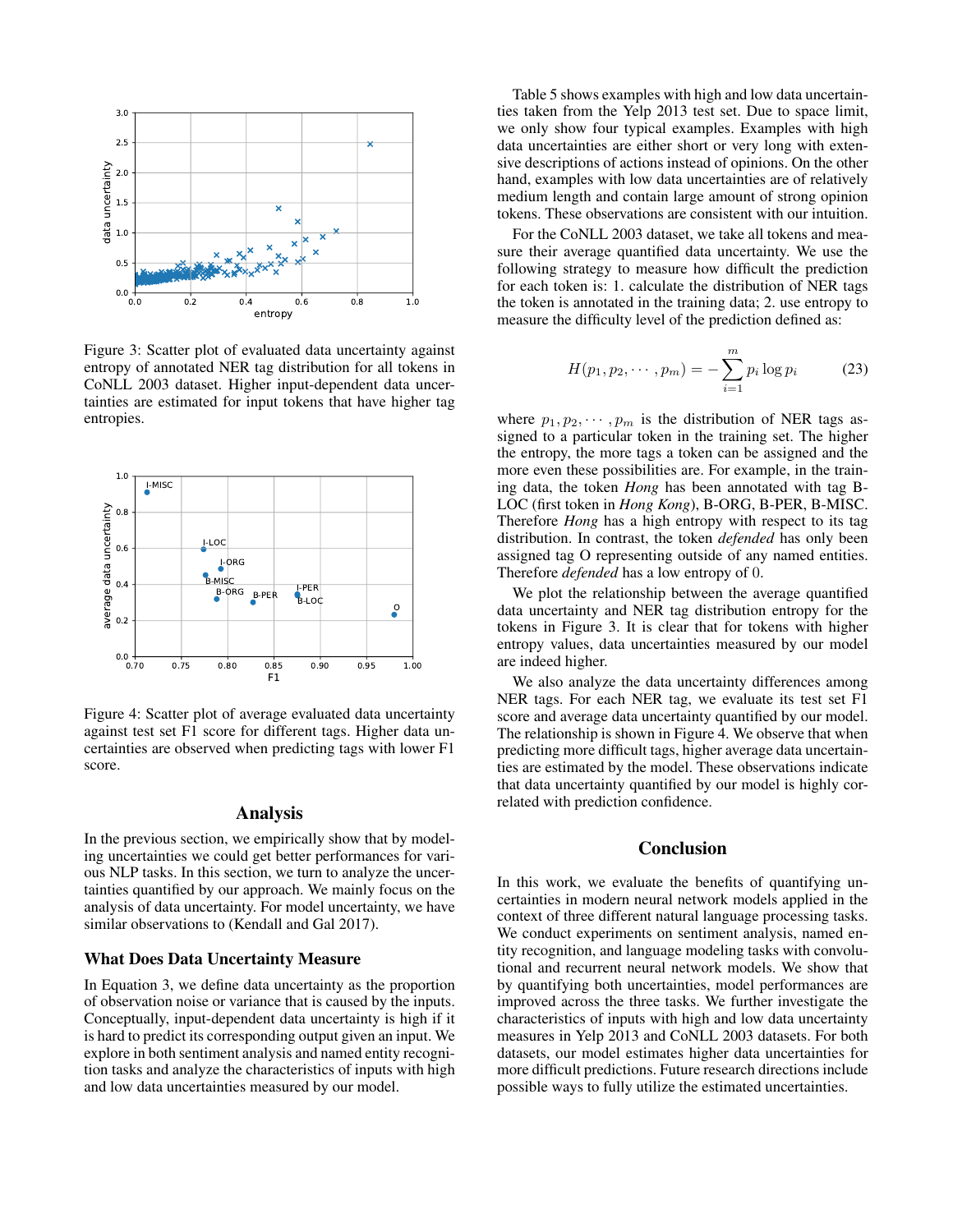Figure 3: Scatter plot of evaluated data uncertainty against entropy of annotated NER tag distribution for all tokens in CoNLL 2003 dataset. Higher input-dependent data uncertainties are estimated for input tokens that have higher tag entropies.

Figure 4: Scatter plot of average evaluated data uncertainty against test set F1 score for different tags. Higher data uncertainties are observed when predicting tags with lower F1 score.

## Analysis

In the previous section, we empirically show that by modeling uncertainties we could get better performances for various NLP tasks. In this section, we turn to analyze the uncertainties quantified by our approach. We mainly focus on the analysis of data uncertainty. For model uncertainty, we have similar observations to (Kendall and Gal 2017).

### What Does Data Uncertainty Measure

In Equation 3, we define data uncertainty as the proportion of observation noise or variance that is caused by the inputs. Conceptually, input-dependent data uncertainty is high if it is hard to predict its corresponding output given an input. We explore in both sentiment analysis and named entity recognition tasks and analyze the characteristics of inputs with high and low data uncertainties measured by our model.

Table 5 shows examples with high and low data uncertainties taken from the Yelp 2013 test set. Due to space limit, we only show four typical examples. Examples with high data uncertainties are either short or very long with extensive descriptions of actions instead of opinions. On the other hand, examples with low data uncertainties are of relatively medium length and contain large amount of strong opinion tokens. These observations are consistent with our intuition.

For the CoNLL 2003 dataset, we take all tokens and measure their average quantified data uncertainty. We use the following strategy to measure how difficult the prediction for each token is: 1. calculate the distribution of NER tags the token is annotated in the training data; 2. use entropy to measure the difficulty level of the prediction defined as:

$$H(p_1, p_2, \cdots, p_m) = -\sum_{i=1}^{m} p_i \log p_i \tag{23}$$

where $p_1, p_2, \cdots, p_m$ is the distribution of NER tags assigned to a particular token in the training set. The higher the entropy, the more tags a token can be assigned and the more even these possibilities are. For example, in the training data, the token *Hong* has been annotated with tag B-LOC (first token in *Hong Kong*), B-ORG, B-PER, B-MISC. Therefore *Hong* has a high entropy with respect to its tag distribution. In contrast, the token *defended* has only been assigned tag O representing outside of any named entities. Therefore *defended* has a low entropy of 0.

We plot the relationship between the average quantified data uncertainty and NER tag distribution entropy for the tokens in Figure 3. It is clear that for tokens with higher entropy values, data uncertainties measured by our model are indeed higher.

We also analyze the data uncertainty differences among NER tags. For each NER tag, we evaluate its test set F1 score and average data uncertainty quantified by our model. The relationship is shown in Figure 4. We observe that when predicting more difficult tags, higher average data uncertainties are estimated by the model. These observations indicate that data uncertainty quantified by our model is highly correlated with prediction confidence.

## Conclusion

In this work, we evaluate the benefits of quantifying uncertainties in modern neural network models applied in the context of three different natural language processing tasks. We conduct experiments on sentiment analysis, named entity recognition, and language modeling tasks with convolutional and recurrent neural network models. We show that by quantifying both uncertainties, model performances are improved across the three tasks. We further investigate the characteristics of inputs with high and low data uncertainty measures in Yelp 2013 and CoNLL 2003 datasets. For both datasets, our model estimates higher data uncertainties for more difficult predictions. Future research directions include possible ways to fully utilize the estimated uncertainties.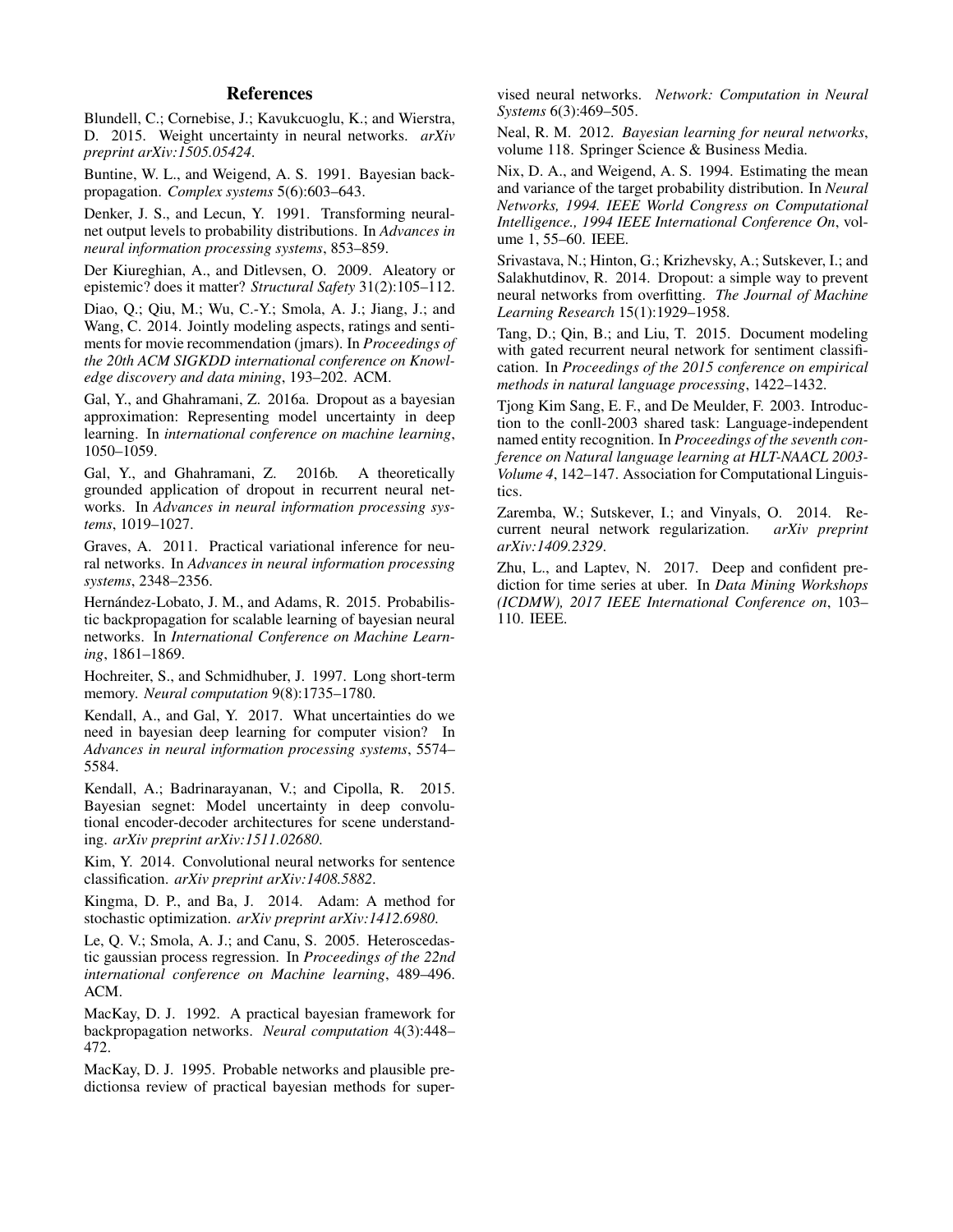## References

Blundell, C.; Cornebise, J.; Kavukcuoglu, K.; and Wierstra, D. 2015. Weight uncertainty in neural networks. *arXiv preprint arXiv:1505.05424*.

Buntine, W. L., and Weigend, A. S. 1991. Bayesian backpropagation. *Complex systems* 5(6):603–643.

Denker, J. S., and Lecun, Y. 1991. Transforming neural-net output levels to probability distributions. In *Advances in neural information processing systems*, 853–859.

Der Kiureghian, A., and Ditlevsen, O. 2009. Aleatory or epistemic? does it matter? *Structural Safety* 31(2):105–112.

Diao, Q.; Qiu, M.; Wu, C.-Y.; Smola, A. J.; Jiang, J.; and Wang, C. 2014. Jointly modeling aspects, ratings and sentiments for movie recommendation (jmars). In *Proceedings of the 20th ACM SIGKDD international conference on Knowledge discovery and data mining*, 193–202. ACM.

Gal, Y., and Ghahramani, Z. 2016a. Dropout as a bayesian approximation: Representing model uncertainty in deep learning. In *international conference on machine learning*, 1050–1059.

Gal, Y., and Ghahramani, Z. 2016b. A theoretically grounded application of dropout in recurrent neural networks. In *Advances in neural information processing systems*, 1019–1027.

Graves, A. 2011. Practical variational inference for neural networks. In *Advances in neural information processing systems*, 2348–2356.

Hernández-Lobato, J. M., and Adams, R. 2015. Probabilistic backpropagation for scalable learning of bayesian neural networks. In *International Conference on Machine Learning*, 1861–1869.

Hochreiter, S., and Schmidhuber, J. 1997. Long short-term memory. *Neural computation* 9(8):1735–1780.

Kendall, A., and Gal, Y. 2017. What uncertainties do we need in bayesian deep learning for computer vision? In *Advances in neural information processing systems*, 5574–5584.

Kendall, A.; Badrinarayanan, V.; and Cipolla, R. 2015. Bayesian segnet: Model uncertainty in deep convolutional encoder-decoder architectures for scene understanding. *arXiv preprint arXiv:1511.02680*.

Kim, Y. 2014. Convolutional neural networks for sentence classification. *arXiv preprint arXiv:1408.5882*.

Kingma, D. P., and Ba, J. 2014. Adam: A method for stochastic optimization. *arXiv preprint arXiv:1412.6980*.

Le, Q. V.; Smola, A. J.; and Canu, S. 2005. Heteroscedastic gaussian process regression. In *Proceedings of the 22nd international conference on Machine learning*, 489–496. ACM.

MacKay, D. J. 1992. A practical bayesian framework for backpropagation networks. *Neural computation* 4(3):448–472.

MacKay, D. J. 1995. Probable networks and plausible predictionsa review of practical bayesian methods for supervised neural networks. *Network: Computation in Neural Systems* 6(3):469–505.

Neal, R. M. 2012. *Bayesian learning for neural networks*, volume 118. Springer Science & Business Media.

Nix, D. A., and Weigend, A. S. 1994. Estimating the mean and variance of the target probability distribution. In *Neural Networks, 1994. IEEE World Congress on Computational Intelligence., 1994 IEEE International Conference On*, volume 1, 55–60. IEEE.

Srivastava, N.; Hinton, G.; Krizhevsky, A.; Sutskever, I.; and Salakhutdinov, R. 2014. Dropout: a simple way to prevent neural networks from overfitting. *The Journal of Machine Learning Research* 15(1):1929–1958.

Tang, D.; Qin, B.; and Liu, T. 2015. Document modeling with gated recurrent neural network for sentiment classification. In *Proceedings of the 2015 conference on empirical methods in natural language processing*, 1422–1432.

Tjong Kim Sang, E. F., and De Meulder, F. 2003. Introduction to the conll-2003 shared task: Language-independent named entity recognition. In *Proceedings of the seventh conference on Natural language learning at HLT-NAACL 2003-Volume 4*, 142–147. Association for Computational Linguistics.

Zaremba, W.; Sutskever, I.; and Vinyals, O. 2014. Recurrent neural network regularization. *arXiv preprint arXiv:1409.2329*.

Zhu, L., and Laptev, N. 2017. Deep and confident prediction for time series at uber. In *Data Mining Workshops (ICDMW), 2017 IEEE International Conference on*, 103–110. IEEE.